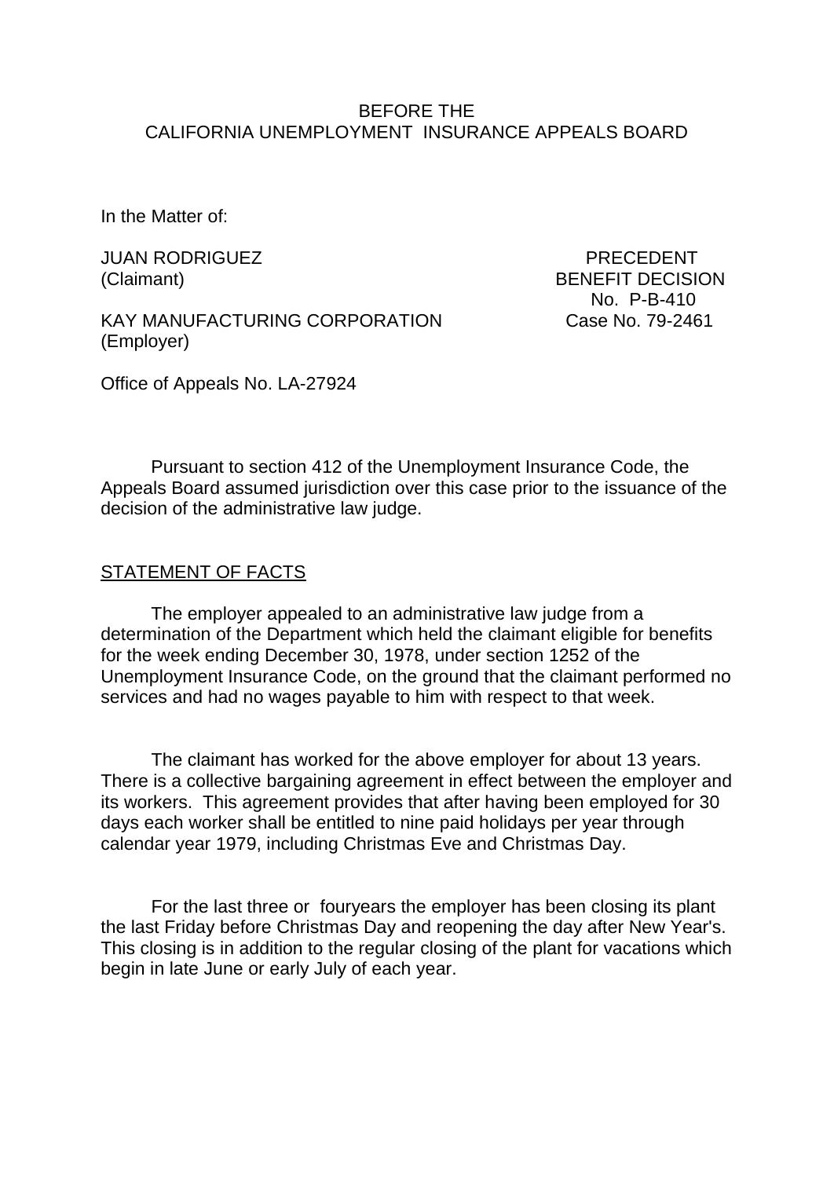BEFORE THE
CALIFORNIA UNEMPLOYMENT INSURANCE APPEALS BOARD

In the Matter of:

JUAN RODRIGUEZ
(Claimant)

KAY MANUFACTURING CORPORATION
(Employer)

PRECEDENT
BENEFIT DECISION
No. P-B-410
Case No. 79-2461

Office of Appeals No. LA-27924

Pursuant to section 412 of the Unemployment Insurance Code, the Appeals Board assumed jurisdiction over this case prior to the issuance of the decision of the administrative law judge.

## STATEMENT OF FACTS

The employer appealed to an administrative law judge from a determination of the Department which held the claimant eligible for benefits for the week ending December 30, 1978, under section 1252 of the Unemployment Insurance Code, on the ground that the claimant performed no services and had no wages payable to him with respect to that week.

The claimant has worked for the above employer for about 13 years. There is a collective bargaining agreement in effect between the employer and its workers. This agreement provides that after having been employed for 30 days each worker shall be entitled to nine paid holidays per year through calendar year 1979, including Christmas Eve and Christmas Day.

For the last three or fouryears the employer has been closing its plant the last Friday before Christmas Day and reopening the day after New Year's. This closing is in addition to the regular closing of the plant for vacations which begin in late June or early July of each year.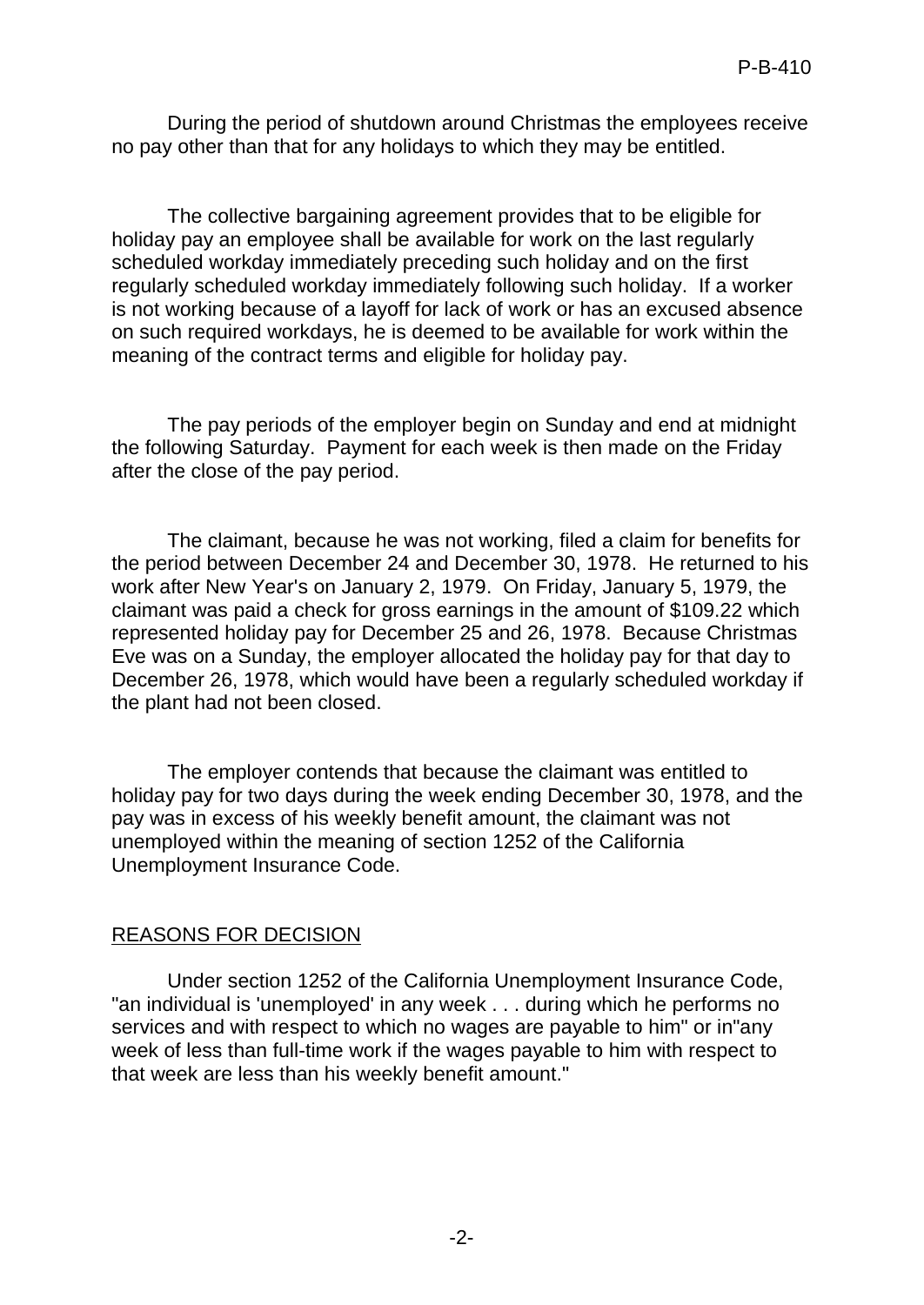During the period of shutdown around Christmas the employees receive no pay other than that for any holidays to which they may be entitled.

The collective bargaining agreement provides that to be eligible for holiday pay an employee shall be available for work on the last regularly scheduled workday immediately preceding such holiday and on the first regularly scheduled workday immediately following such holiday. If a worker is not working because of a layoff for lack of work or has an excused absence on such required workdays, he is deemed to be available for work within the meaning of the contract terms and eligible for holiday pay.

The pay periods of the employer begin on Sunday and end at midnight the following Saturday. Payment for each week is then made on the Friday after the close of the pay period.

The claimant, because he was not working, filed a claim for benefits for the period between December 24 and December 30, 1978. He returned to his work after New Year's on January 2, 1979. On Friday, January 5, 1979, the claimant was paid a check for gross earnings in the amount of $109.22 which represented holiday pay for December 25 and 26, 1978. Because Christmas Eve was on a Sunday, the employer allocated the holiday pay for that day to December 26, 1978, which would have been a regularly scheduled workday if the plant had not been closed.

The employer contends that because the claimant was entitled to holiday pay for two days during the week ending December 30, 1978, and the pay was in excess of his weekly benefit amount, the claimant was not unemployed within the meaning of section 1252 of the California Unemployment Insurance Code.

## REASONS FOR DECISION

Under section 1252 of the California Unemployment Insurance Code, "an individual is 'unemployed' in any week . . . during which he performs no services and with respect to which no wages are payable to him" or in"any week of less than full-time work if the wages payable to him with respect to that week are less than his weekly benefit amount."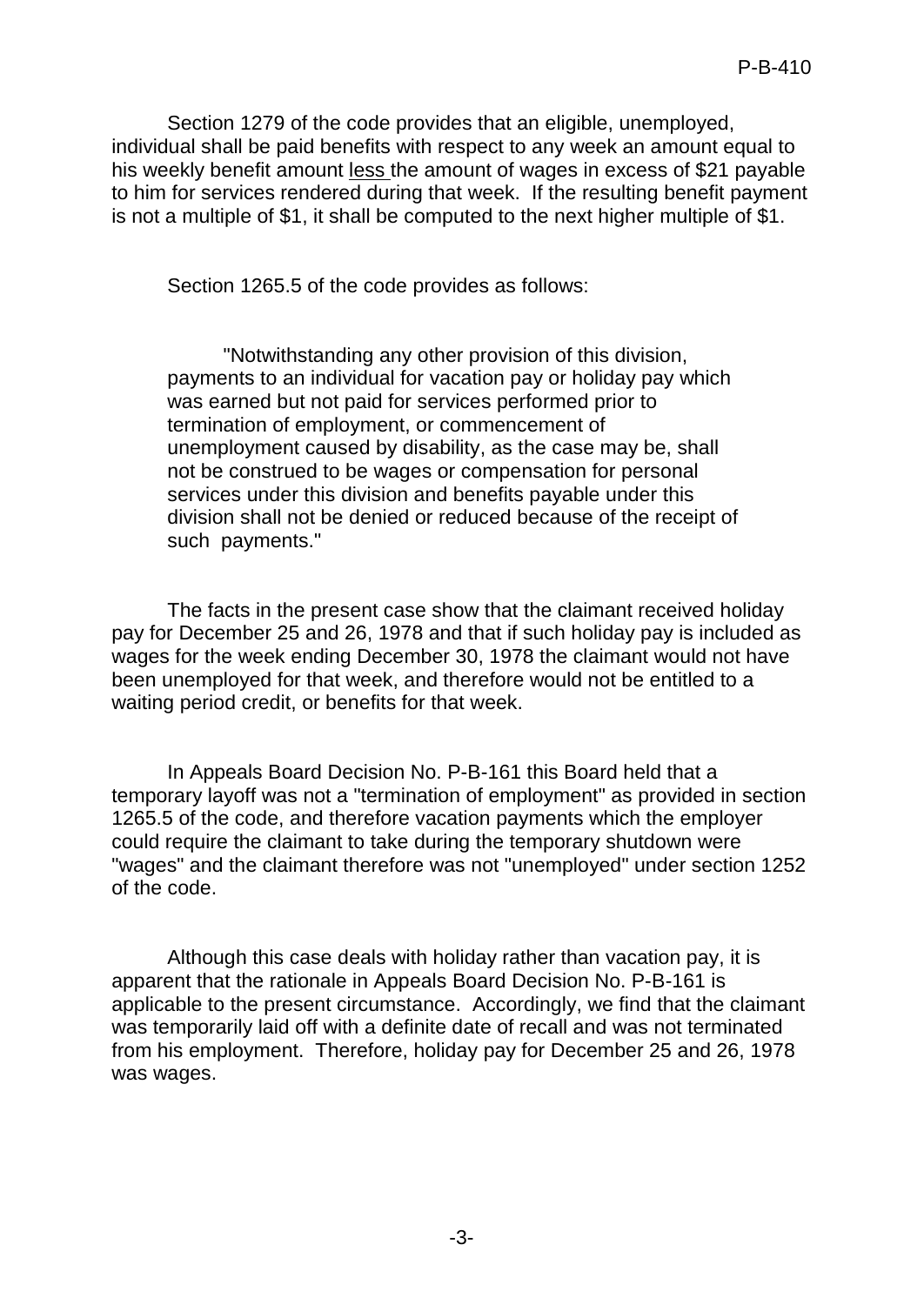Section 1279 of the code provides that an eligible, unemployed, individual shall be paid benefits with respect to any week an amount equal to his weekly benefit amount less the amount of wages in excess of $21 payable to him for services rendered during that week. If the resulting benefit payment is not a multiple of $1, it shall be computed to the next higher multiple of $1.

Section 1265.5 of the code provides as follows:

> "Notwithstanding any other provision of this division, payments to an individual for vacation pay or holiday pay which was earned but not paid for services performed prior to termination of employment, or commencement of unemployment caused by disability, as the case may be, shall not be construed to be wages or compensation for personal services under this division and benefits payable under this division shall not be denied or reduced because of the receipt of such payments."

The facts in the present case show that the claimant received holiday pay for December 25 and 26, 1978 and that if such holiday pay is included as wages for the week ending December 30, 1978 the claimant would not have been unemployed for that week, and therefore would not be entitled to a waiting period credit, or benefits for that week.

In Appeals Board Decision No. P-B-161 this Board held that a temporary layoff was not a "termination of employment" as provided in section 1265.5 of the code, and therefore vacation payments which the employer could require the claimant to take during the temporary shutdown were "wages" and the claimant therefore was not "unemployed" under section 1252 of the code.

Although this case deals with holiday rather than vacation pay, it is apparent that the rationale in Appeals Board Decision No. P-B-161 is applicable to the present circumstance. Accordingly, we find that the claimant was temporarily laid off with a definite date of recall and was not terminated from his employment. Therefore, holiday pay for December 25 and 26, 1978 was wages.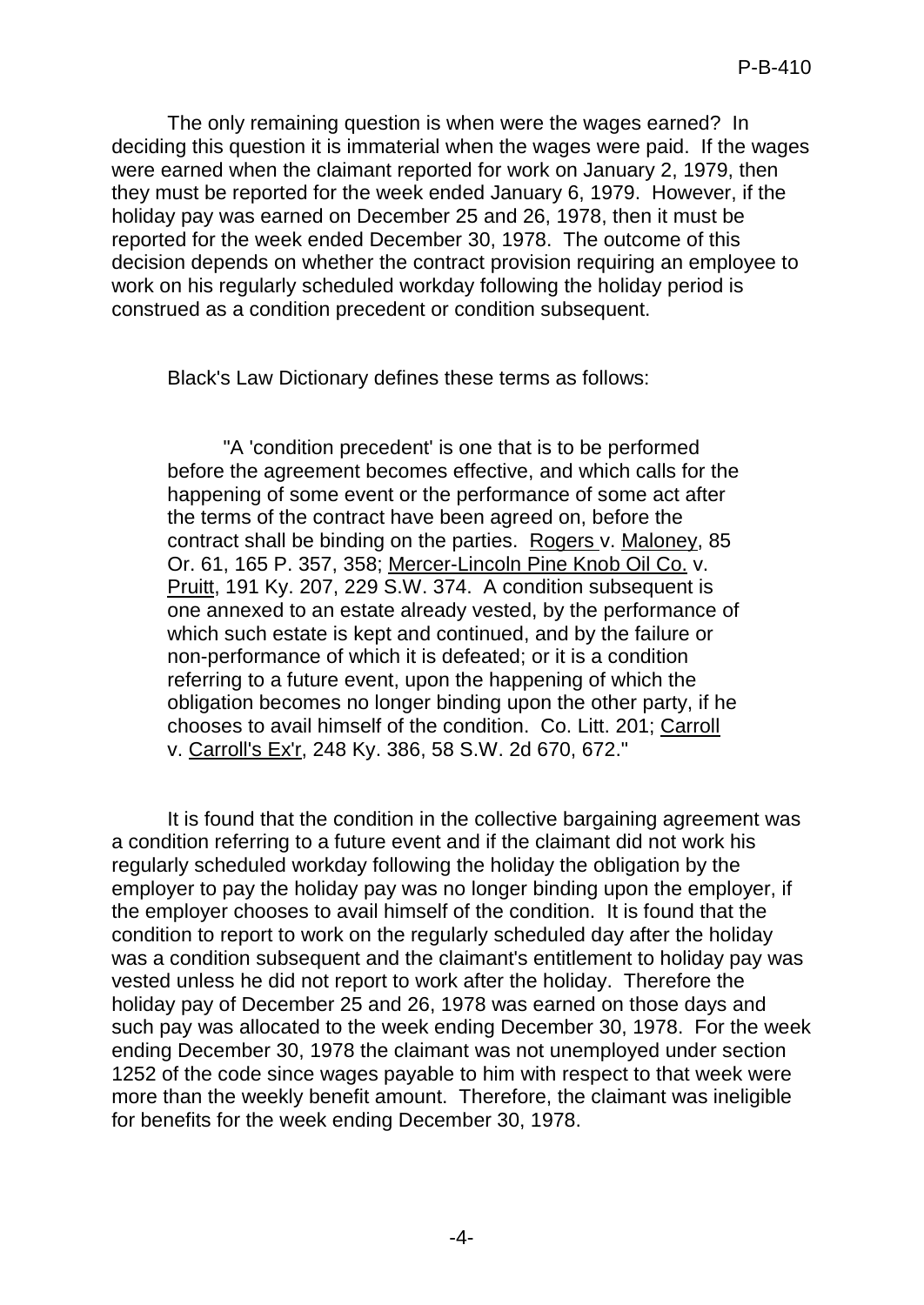The only remaining question is when were the wages earned? In deciding this question it is immaterial when the wages were paid. If the wages were earned when the claimant reported for work on January 2, 1979, then they must be reported for the week ended January 6, 1979. However, if the holiday pay was earned on December 25 and 26, 1978, then it must be reported for the week ended December 30, 1978. The outcome of this decision depends on whether the contract provision requiring an employee to work on his regularly scheduled workday following the holiday period is construed as a condition precedent or condition subsequent.

Black's Law Dictionary defines these terms as follows:

> "A 'condition precedent' is one that is to be performed before the agreement becomes effective, and which calls for the happening of some event or the performance of some act after the terms of the contract have been agreed on, before the contract shall be binding on the parties. Rogers v. Maloney, 85 Or. 61, 165 P. 357, 358; Mercer-Lincoln Pine Knob Oil Co. v. Pruitt, 191 Ky. 207, 229 S.W. 374. A condition subsequent is one annexed to an estate already vested, by the performance of which such estate is kept and continued, and by the failure or non-performance of which it is defeated; or it is a condition referring to a future event, upon the happening of which the obligation becomes no longer binding upon the other party, if he chooses to avail himself of the condition. Co. Litt. 201; Carroll v. Carroll's Ex'r, 248 Ky. 386, 58 S.W. 2d 670, 672."

It is found that the condition in the collective bargaining agreement was a condition referring to a future event and if the claimant did not work his regularly scheduled workday following the holiday the obligation by the employer to pay the holiday pay was no longer binding upon the employer, if the employer chooses to avail himself of the condition. It is found that the condition to report to work on the regularly scheduled day after the holiday was a condition subsequent and the claimant's entitlement to holiday pay was vested unless he did not report to work after the holiday. Therefore the holiday pay of December 25 and 26, 1978 was earned on those days and such pay was allocated to the week ending December 30, 1978. For the week ending December 30, 1978 the claimant was not unemployed under section 1252 of the code since wages payable to him with respect to that week were more than the weekly benefit amount. Therefore, the claimant was ineligible for benefits for the week ending December 30, 1978.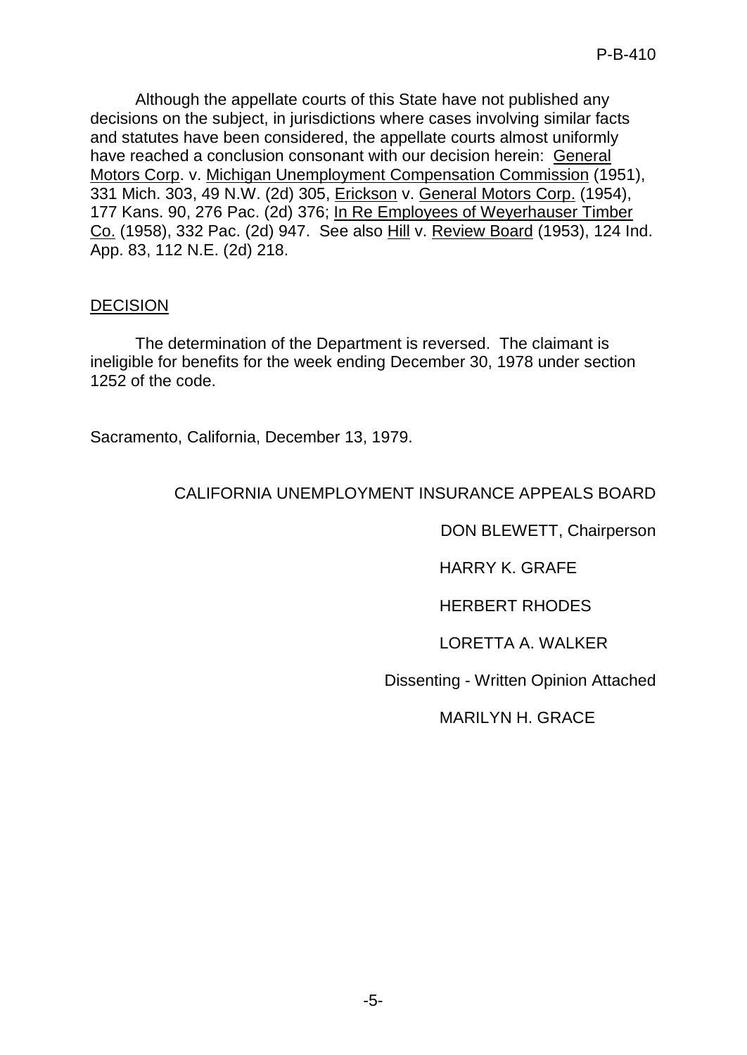Although the appellate courts of this State have not published any decisions on the subject, in jurisdictions where cases involving similar facts and statutes have been considered, the appellate courts almost uniformly have reached a conclusion consonant with our decision herein: General Motors Corp. v. Michigan Unemployment Compensation Commission (1951), 331 Mich. 303, 49 N.W. (2d) 305, Erickson v. General Motors Corp. (1954), 177 Kans. 90, 276 Pac. (2d) 376; In Re Employees of Weyerhauser Timber Co. (1958), 332 Pac. (2d) 947. See also Hill v. Review Board (1953), 124 Ind. App. 83, 112 N.E. (2d) 218.

## DECISION

The determination of the Department is reversed. The claimant is ineligible for benefits for the week ending December 30, 1978 under section 1252 of the code.

Sacramento, California, December 13, 1979.

CALIFORNIA UNEMPLOYMENT INSURANCE APPEALS BOARD

DON BLEWETT, Chairperson

HARRY K. GRAFE

HERBERT RHODES

LORETTA A. WALKER

Dissenting - Written Opinion Attached

MARILYN H. GRACE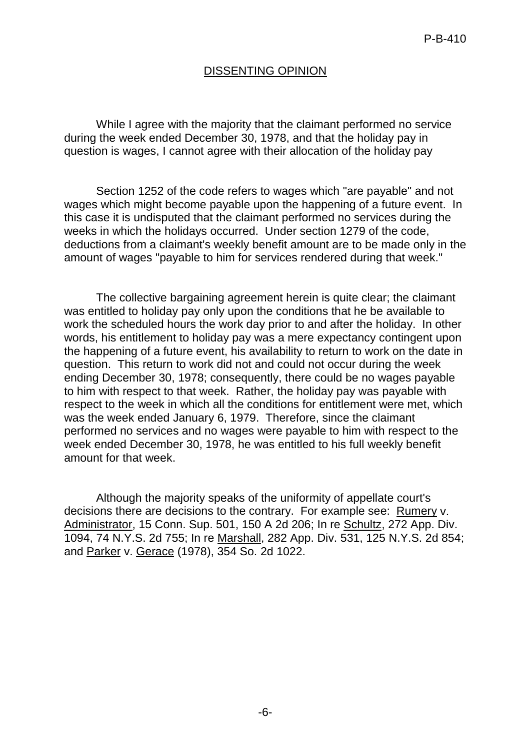## DISSENTING OPINION

While I agree with the majority that the claimant performed no service during the week ended December 30, 1978, and that the holiday pay in question is wages, I cannot agree with their allocation of the holiday pay

Section 1252 of the code refers to wages which "are payable" and not wages which might become payable upon the happening of a future event. In this case it is undisputed that the claimant performed no services during the weeks in which the holidays occurred. Under section 1279 of the code, deductions from a claimant's weekly benefit amount are to be made only in the amount of wages "payable to him for services rendered during that week."

The collective bargaining agreement herein is quite clear; the claimant was entitled to holiday pay only upon the conditions that he be available to work the scheduled hours the work day prior to and after the holiday. In other words, his entitlement to holiday pay was a mere expectancy contingent upon the happening of a future event, his availability to return to work on the date in question. This return to work did not and could not occur during the week ending December 30, 1978; consequently, there could be no wages payable to him with respect to that week. Rather, the holiday pay was payable with respect to the week in which all the conditions for entitlement were met, which was the week ended January 6, 1979. Therefore, since the claimant performed no services and no wages were payable to him with respect to the week ended December 30, 1978, he was entitled to his full weekly benefit amount for that week.

Although the majority speaks of the uniformity of appellate court's decisions there are decisions to the contrary. For example see: Rumery v. Administrator, 15 Conn. Sup. 501, 150 A 2d 206; In re Schultz, 272 App. Div. 1094, 74 N.Y.S. 2d 755; In re Marshall, 282 App. Div. 531, 125 N.Y.S. 2d 854; and Parker v. Gerace (1978), 354 So. 2d 1022.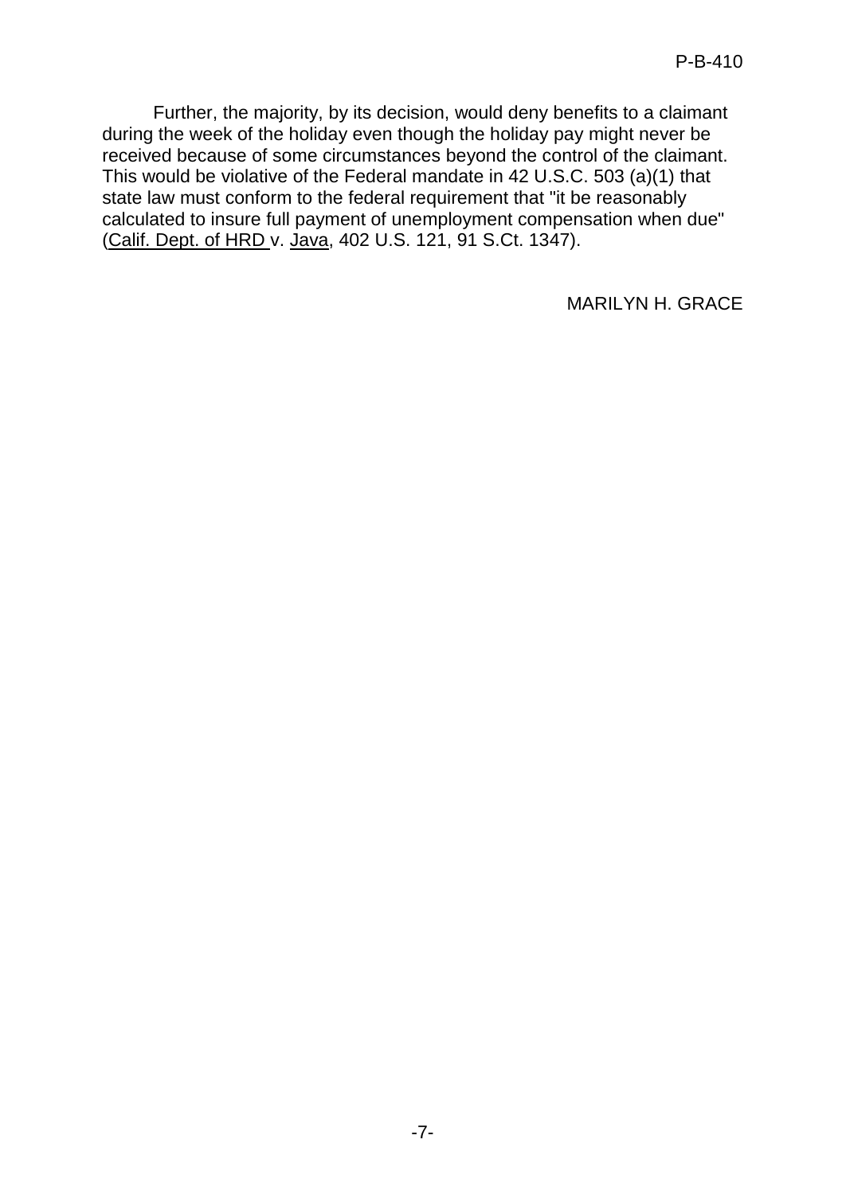Further, the majority, by its decision, would deny benefits to a claimant during the week of the holiday even though the holiday pay might never be received because of some circumstances beyond the control of the claimant. This would be violative of the Federal mandate in 42 U.S.C. 503 (a)(1) that state law must conform to the federal requirement that "it be reasonably calculated to insure full payment of unemployment compensation when due" (Calif. Dept. of HRD v. Java, 402 U.S. 121, 91 S.Ct. 1347).

MARILYN H. GRACE